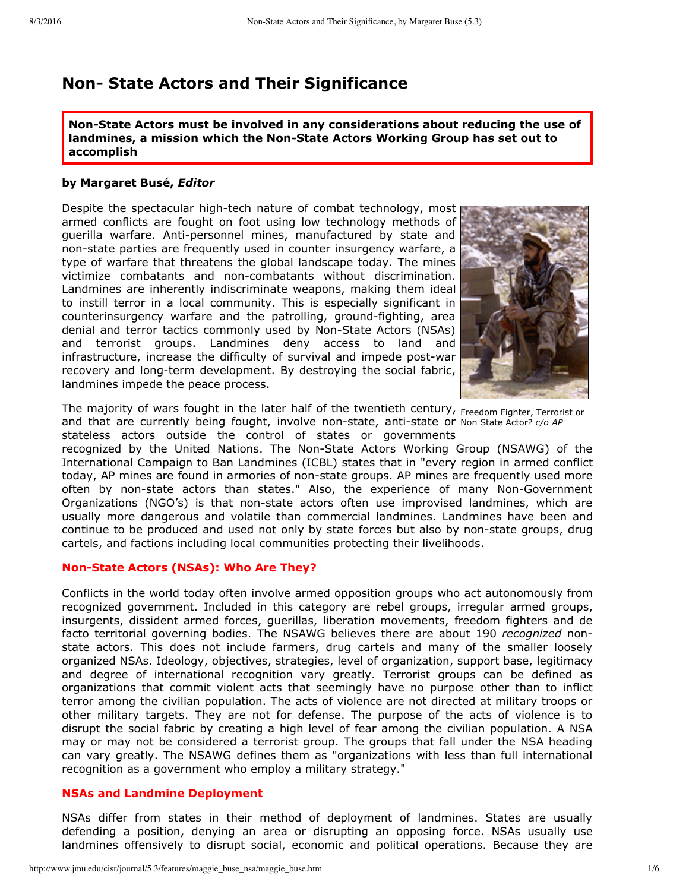# Non- State Actors and Their Significance

**Non-State Actors must be involved in any considerations about reducing the use of landmines, a mission which the Non-State Actors Working Group has set out to accomplish**

**by Margaret Busé, *Editor***

Despite the spectacular high-tech nature of combat technology, most armed conflicts are fought on foot using low technology methods of guerilla warfare. Anti-personnel mines, manufactured by state and non-state parties are frequently used in counter insurgency warfare, a type of warfare that threatens the global landscape today. The mines victimize combatants and non-combatants without discrimination. Landmines are inherently indiscriminate weapons, making them ideal to instill terror in a local community. This is especially significant in counterinsurgency warfare and the patrolling, ground-fighting, area denial and terror tactics commonly used by Non-State Actors (NSAs) and terrorist groups. Landmines deny access to land and infrastructure, increase the difficulty of survival and impede post-war recovery and long-term development. By destroying the social fabric, landmines impede the peace process.

Freedom Fighter, Terrorist or Non State Actor? *c/o AP*

The majority of wars fought in the later half of the twentieth century, and that are currently being fought, involve non-state, anti-state or stateless actors outside the control of states or governments recognized by the United Nations. The Non-State Actors Working Group (NSAWG) of the International Campaign to Ban Landmines (ICBL) states that in "every region in armed conflict today, AP mines are found in armories of non-state groups. AP mines are frequently used more often by non-state actors than states." Also, the experience of many Non-Government Organizations (NGO's) is that non-state actors often use improvised landmines, which are usually more dangerous and volatile than commercial landmines. Landmines have been and continue to be produced and used not only by state forces but also by non-state groups, drug cartels, and factions including local communities protecting their livelihoods.

## Non-State Actors (NSAs): Who Are They?

Conflicts in the world today often involve armed opposition groups who act autonomously from recognized government. Included in this category are rebel groups, irregular armed groups, insurgents, dissident armed forces, guerillas, liberation movements, freedom fighters and de facto territorial governing bodies. The NSAWG believes there are about 190 *recognized* non-state actors. This does not include farmers, drug cartels and many of the smaller loosely organized NSAs. Ideology, objectives, strategies, level of organization, support base, legitimacy and degree of international recognition vary greatly. Terrorist groups can be defined as organizations that commit violent acts that seemingly have no purpose other than to inflict terror among the civilian population. The acts of violence are not directed at military troops or other military targets. They are not for defense. The purpose of the acts of violence is to disrupt the social fabric by creating a high level of fear among the civilian population. A NSA may or may not be considered a terrorist group. The groups that fall under the NSA heading can vary greatly. The NSAWG defines them as "organizations with less than full international recognition as a government who employ a military strategy."

## NSAs and Landmine Deployment

NSAs differ from states in their method of deployment of landmines. States are usually defending a position, denying an area or disrupting an opposing force. NSAs usually use landmines offensively to disrupt social, economic and political operations. Because they are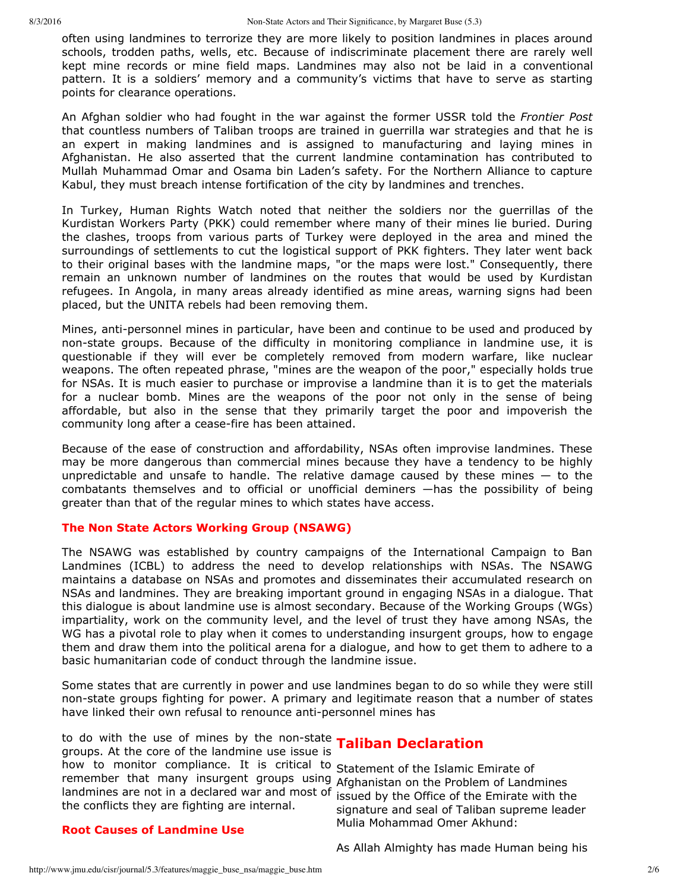often using landmines to terrorize they are more likely to position landmines in places around schools, trodden paths, wells, etc. Because of indiscriminate placement there are rarely well kept mine records or mine field maps. Landmines may also not be laid in a conventional pattern. It is a soldiers' memory and a community's victims that have to serve as starting points for clearance operations.

An Afghan soldier who had fought in the war against the former USSR told the *Frontier Post* that countless numbers of Taliban troops are trained in guerrilla war strategies and that he is an expert in making landmines and is assigned to manufacturing and laying mines in Afghanistan. He also asserted that the current landmine contamination has contributed to Mullah Muhammad Omar and Osama bin Laden's safety. For the Northern Alliance to capture Kabul, they must breach intense fortification of the city by landmines and trenches.

In Turkey, Human Rights Watch noted that neither the soldiers nor the guerrillas of the Kurdistan Workers Party (PKK) could remember where many of their mines lie buried. During the clashes, troops from various parts of Turkey were deployed in the area and mined the surroundings of settlements to cut the logistical support of PKK fighters. They later went back to their original bases with the landmine maps, "or the maps were lost." Consequently, there remain an unknown number of landmines on the routes that would be used by Kurdistan refugees. In Angola, in many areas already identified as mine areas, warning signs had been placed, but the UNITA rebels had been removing them.

Mines, anti-personnel mines in particular, have been and continue to be used and produced by non-state groups. Because of the difficulty in monitoring compliance in landmine use, it is questionable if they will ever be completely removed from modern warfare, like nuclear weapons. The often repeated phrase, "mines are the weapon of the poor," especially holds true for NSAs. It is much easier to purchase or improvise a landmine than it is to get the materials for a nuclear bomb. Mines are the weapons of the poor not only in the sense of being affordable, but also in the sense that they primarily target the poor and impoverish the community long after a cease-fire has been attained.

Because of the ease of construction and affordability, NSAs often improvise landmines. These may be more dangerous than commercial mines because they have a tendency to be highly unpredictable and unsafe to handle. The relative damage caused by these mines — to the combatants themselves and to official or unofficial deminers —has the possibility of being greater than that of the regular mines to which states have access.

### The Non State Actors Working Group (NSAWG)

The NSAWG was established by country campaigns of the International Campaign to Ban Landmines (ICBL) to address the need to develop relationships with NSAs. The NSAWG maintains a database on NSAs and promotes and disseminates their accumulated research on NSAs and landmines. They are breaking important ground in engaging NSAs in a dialogue. That this dialogue is about landmine use is almost secondary. Because of the Working Groups (WGs) impartiality, work on the community level, and the level of trust they have among NSAs, the WG has a pivotal role to play when it comes to understanding insurgent groups, how to engage them and draw them into the political arena for a dialogue, and how to get them to adhere to a basic humanitarian code of conduct through the landmine issue.

Some states that are currently in power and use landmines began to do so while they were still non-state groups fighting for power. A primary and legitimate reason that a number of states have linked their own refusal to renounce anti-personnel mines has to do with the use of mines by the non-state groups. At the core of the landmine use issue is how to monitor compliance. It is critical to remember that many insurgent groups using landmines are not in a declared war and most of the conflicts they are fighting are internal.

### Root Causes of Landmine Use

## Taliban Declaration

Statement of the Islamic Emirate of Afghanistan on the Problem of Landmines issued by the Office of the Emirate with the signature and seal of Taliban supreme leader Mulia Mohammad Omer Akhund:

As Allah Almighty has made Human being his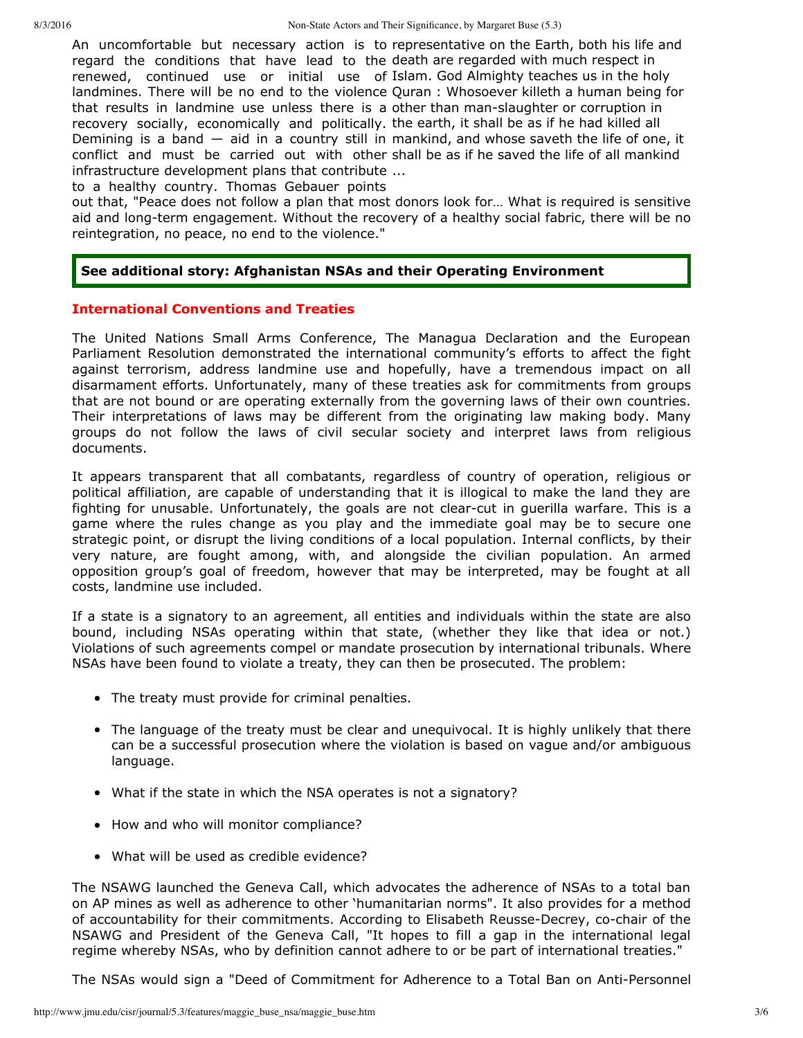An uncomfortable but necessary action is to regard the conditions that have lead to the renewed, continued use or initial use of landmines. There will be no end to the violence that results in landmine use unless there is a recovery socially, economically and politically. Demining is a band — aid in a country still in conflict and must be carried out with other infrastructure development plans that contribute to a healthy country. Thomas Gebauer points out that, "Peace does not follow a plan that most donors look for… What is required is sensitive aid and long-term engagement. Without the recovery of a healthy social fabric, there will be no reintegration, no peace, no end to the violence."

representative on the Earth, both his life and death are regarded with much respect in Islam. God Almighty teaches us in the holy Quran : Whosoever killeth a human being for other than man-slaughter or corruption in the earth, it shall be as if he had killed all mankind, and whose saveth the life of one, it shall be as if he saved the life of all mankind ...

**See additional story: Afghanistan NSAs and their Operating Environment**

## International Conventions and Treaties

The United Nations Small Arms Conference, The Managua Declaration and the European Parliament Resolution demonstrated the international community's efforts to affect the fight against terrorism, address landmine use and hopefully, have a tremendous impact on all disarmament efforts. Unfortunately, many of these treaties ask for commitments from groups that are not bound or are operating externally from the governing laws of their own countries. Their interpretations of laws may be different from the originating law making body. Many groups do not follow the laws of civil secular society and interpret laws from religious documents.

It appears transparent that all combatants, regardless of country of operation, religious or political affiliation, are capable of understanding that it is illogical to make the land they are fighting for unusable. Unfortunately, the goals are not clear-cut in guerilla warfare. This is a game where the rules change as you play and the immediate goal may be to secure one strategic point, or disrupt the living conditions of a local population. Internal conflicts, by their very nature, are fought among, with, and alongside the civilian population. An armed opposition group's goal of freedom, however that may be interpreted, may be fought at all costs, landmine use included.

If a state is a signatory to an agreement, all entities and individuals within the state are also bound, including NSAs operating within that state, (whether they like that idea or not.) Violations of such agreements compel or mandate prosecution by international tribunals. Where NSAs have been found to violate a treaty, they can then be prosecuted. The problem:

- The treaty must provide for criminal penalties.
- The language of the treaty must be clear and unequivocal. It is highly unlikely that there can be a successful prosecution where the violation is based on vague and/or ambiguous language.
- What if the state in which the NSA operates is not a signatory?
- How and who will monitor compliance?
- What will be used as credible evidence?

The NSAWG launched the Geneva Call, which advocates the adherence of NSAs to a total ban on AP mines as well as adherence to other 'humanitarian norms". It also provides for a method of accountability for their commitments. According to Elisabeth Reusse-Decrey, co-chair of the NSAWG and President of the Geneva Call, "It hopes to fill a gap in the international legal regime whereby NSAs, who by definition cannot adhere to or be part of international treaties."

The NSAs would sign a "Deed of Commitment for Adherence to a Total Ban on Anti-Personnel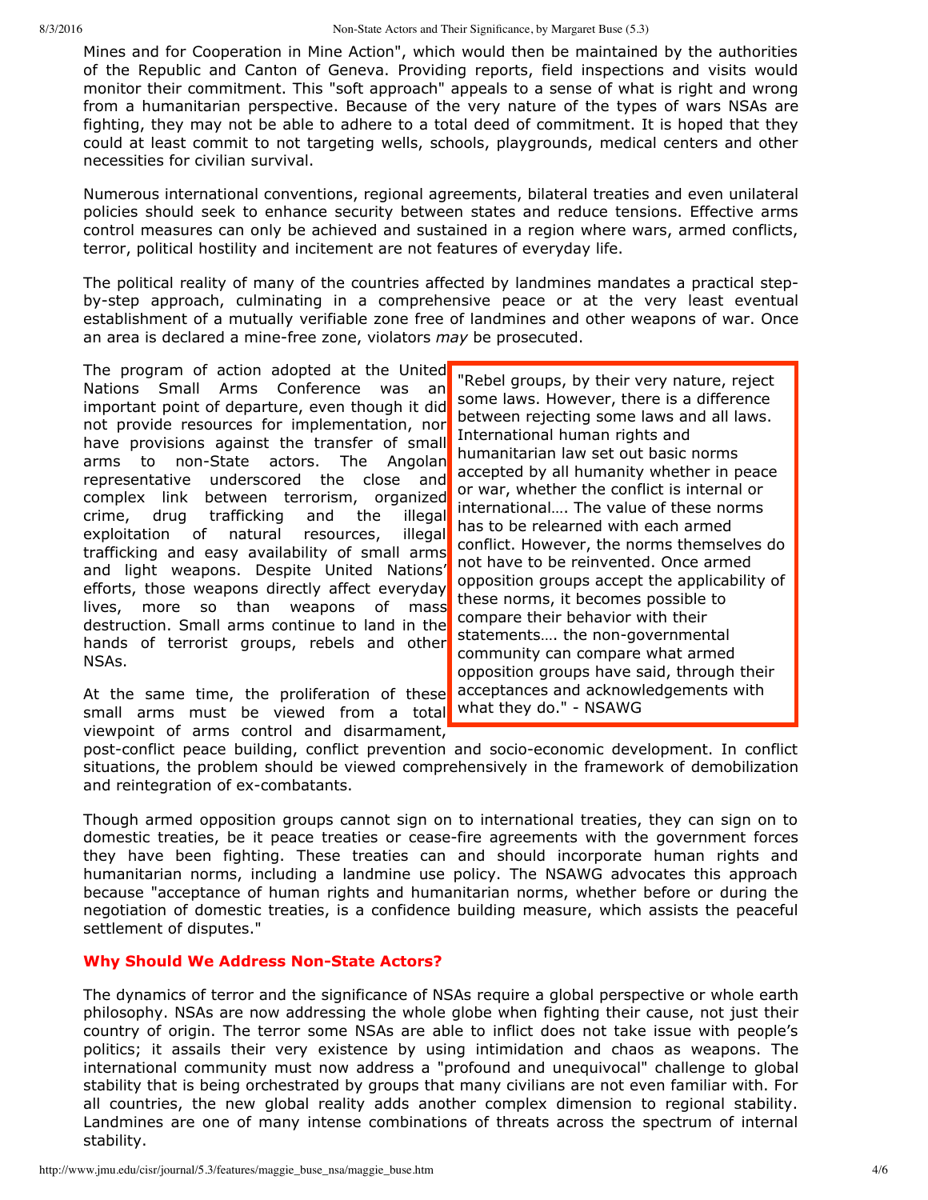Mines and for Cooperation in Mine Action", which would then be maintained by the authorities of the Republic and Canton of Geneva. Providing reports, field inspections and visits would monitor their commitment. This "soft approach" appeals to a sense of what is right and wrong from a humanitarian perspective. Because of the very nature of the types of wars NSAs are fighting, they may not be able to adhere to a total deed of commitment. It is hoped that they could at least commit to not targeting wells, schools, playgrounds, medical centers and other necessities for civilian survival.

Numerous international conventions, regional agreements, bilateral treaties and even unilateral policies should seek to enhance security between states and reduce tensions. Effective arms control measures can only be achieved and sustained in a region where wars, armed conflicts, terror, political hostility and incitement are not features of everyday life.

The political reality of many of the countries affected by landmines mandates a practical step-by-step approach, culminating in a comprehensive peace or at the very least eventual establishment of a mutually verifiable zone free of landmines and other weapons of war. Once an area is declared a mine-free zone, violators *may* be prosecuted.

The program of action adopted at the United Nations Small Arms Conference was an important point of departure, even though it did not provide resources for implementation, nor have provisions against the transfer of small arms to non-State actors. The Angolan representative underscored the close and complex link between terrorism, organized crime, drug trafficking and the illegal exploitation of natural resources, illegal trafficking and easy availability of small arms and light weapons. Despite United Nations' efforts, those weapons directly affect everyday lives, more so than weapons of mass destruction. Small arms continue to land in the hands of terrorist groups, rebels and other NSAs.

> "Rebel groups, by their very nature, reject some laws. However, there is a difference between rejecting some laws and all laws. International human rights and humanitarian law set out basic norms accepted by all humanity whether in peace or war, whether the conflict is internal or international…. The value of these norms has to be relearned with each armed conflict. However, the norms themselves do not have to be reinvented. Once armed opposition groups accept the applicability of these norms, it becomes possible to compare their behavior with their statements…. the non-governmental community can compare what armed opposition groups have said, through their acceptances and acknowledgements with what they do." - NSAWG

At the same time, the proliferation of these small arms must be viewed from a total viewpoint of arms control and disarmament, post-conflict peace building, conflict prevention and socio-economic development. In conflict situations, the problem should be viewed comprehensively in the framework of demobilization and reintegration of ex-combatants.

Though armed opposition groups cannot sign on to international treaties, they can sign on to domestic treaties, be it peace treaties or cease-fire agreements with the government forces they have been fighting. These treaties can and should incorporate human rights and humanitarian norms, including a landmine use policy. The NSAWG advocates this approach because "acceptance of human rights and humanitarian norms, whether before or during the negotiation of domestic treaties, is a confidence building measure, which assists the peaceful settlement of disputes."

### Why Should We Address Non-State Actors?

The dynamics of terror and the significance of NSAs require a global perspective or whole earth philosophy. NSAs are now addressing the whole globe when fighting their cause, not just their country of origin. The terror some NSAs are able to inflict does not take issue with people's politics; it assails their very existence by using intimidation and chaos as weapons. The international community must now address a "profound and unequivocal" challenge to global stability that is being orchestrated by groups that many civilians are not even familiar with. For all countries, the new global reality adds another complex dimension to regional stability. Landmines are one of many intense combinations of threats across the spectrum of internal stability.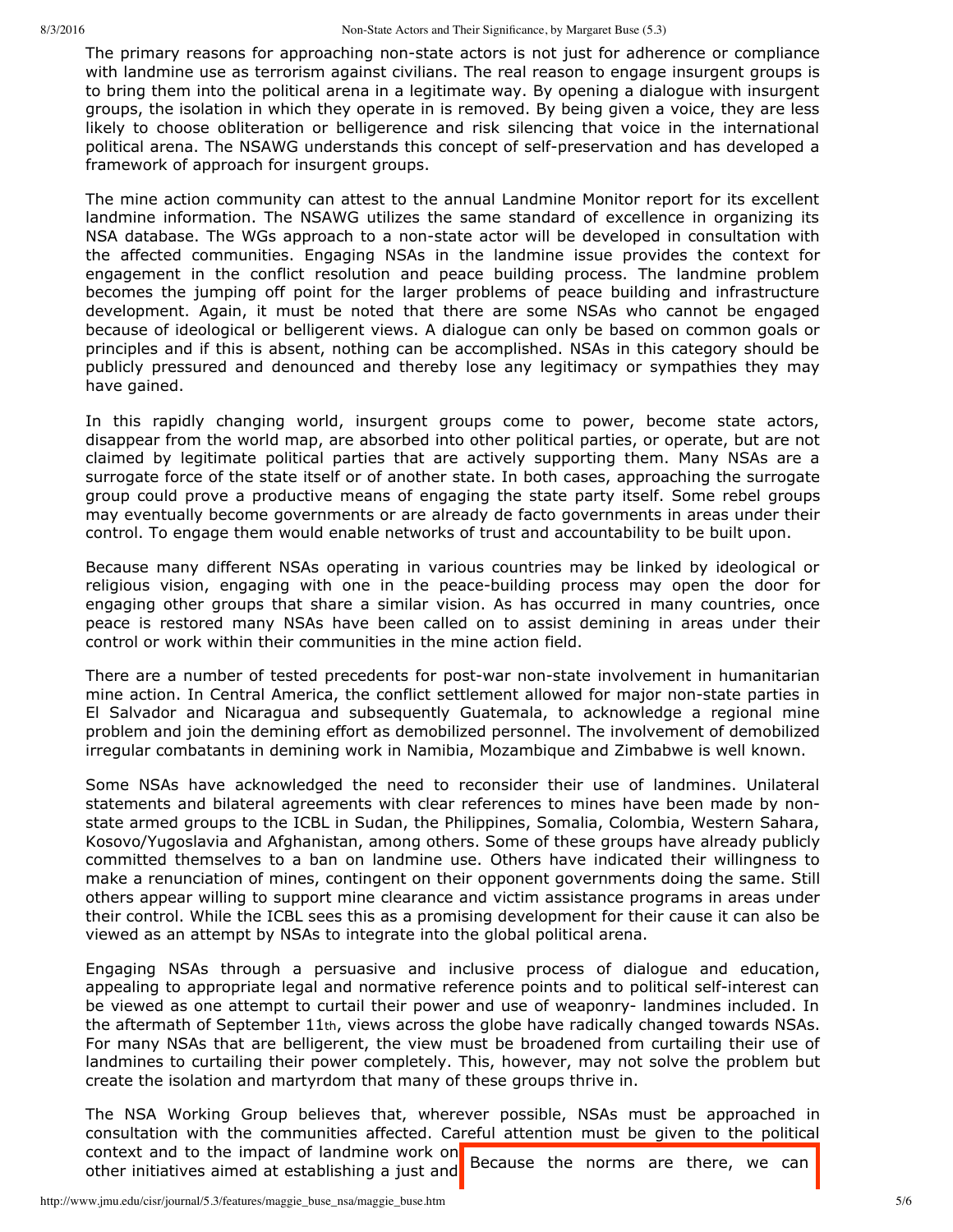The primary reasons for approaching non-state actors is not just for adherence or compliance with landmine use as terrorism against civilians. The real reason to engage insurgent groups is to bring them into the political arena in a legitimate way. By opening a dialogue with insurgent groups, the isolation in which they operate in is removed. By being given a voice, they are less likely to choose obliteration or belligerence and risk silencing that voice in the international political arena. The NSAWG understands this concept of self-preservation and has developed a framework of approach for insurgent groups.

The mine action community can attest to the annual Landmine Monitor report for its excellent landmine information. The NSAWG utilizes the same standard of excellence in organizing its NSA database. The WGs approach to a non-state actor will be developed in consultation with the affected communities. Engaging NSAs in the landmine issue provides the context for engagement in the conflict resolution and peace building process. The landmine problem becomes the jumping off point for the larger problems of peace building and infrastructure development. Again, it must be noted that there are some NSAs who cannot be engaged because of ideological or belligerent views. A dialogue can only be based on common goals or principles and if this is absent, nothing can be accomplished. NSAs in this category should be publicly pressured and denounced and thereby lose any legitimacy or sympathies they may have gained.

In this rapidly changing world, insurgent groups come to power, become state actors, disappear from the world map, are absorbed into other political parties, or operate, but are not claimed by legitimate political parties that are actively supporting them. Many NSAs are a surrogate force of the state itself or of another state. In both cases, approaching the surrogate group could prove a productive means of engaging the state party itself. Some rebel groups may eventually become governments or are already de facto governments in areas under their control. To engage them would enable networks of trust and accountability to be built upon.

Because many different NSAs operating in various countries may be linked by ideological or religious vision, engaging with one in the peace-building process may open the door for engaging other groups that share a similar vision. As has occurred in many countries, once peace is restored many NSAs have been called on to assist demining in areas under their control or work within their communities in the mine action field.

There are a number of tested precedents for post-war non-state involvement in humanitarian mine action. In Central America, the conflict settlement allowed for major non-state parties in El Salvador and Nicaragua and subsequently Guatemala, to acknowledge a regional mine problem and join the demining effort as demobilized personnel. The involvement of demobilized irregular combatants in demining work in Namibia, Mozambique and Zimbabwe is well known.

Some NSAs have acknowledged the need to reconsider their use of landmines. Unilateral statements and bilateral agreements with clear references to mines have been made by non-state armed groups to the ICBL in Sudan, the Philippines, Somalia, Colombia, Western Sahara, Kosovo/Yugoslavia and Afghanistan, among others. Some of these groups have already publicly committed themselves to a ban on landmine use. Others have indicated their willingness to make a renunciation of mines, contingent on their opponent governments doing the same. Still others appear willing to support mine clearance and victim assistance programs in areas under their control. While the ICBL sees this as a promising development for their cause it can also be viewed as an attempt by NSAs to integrate into the global political arena.

Engaging NSAs through a persuasive and inclusive process of dialogue and education, appealing to appropriate legal and normative reference points and to political self-interest can be viewed as one attempt to curtail their power and use of weaponry- landmines included. In the aftermath of September 11th, views across the globe have radically changed towards NSAs. For many NSAs that are belligerent, the view must be broadened from curtailing their use of landmines to curtailing their power completely. This, however, may not solve the problem but create the isolation and martyrdom that many of these groups thrive in.

The NSA Working Group believes that, wherever possible, NSAs must be approached in consultation with the communities affected. Careful attention must be given to the political context and to the impact of landmine work on other initiatives aimed at establishing a just and

Because the norms are there, we can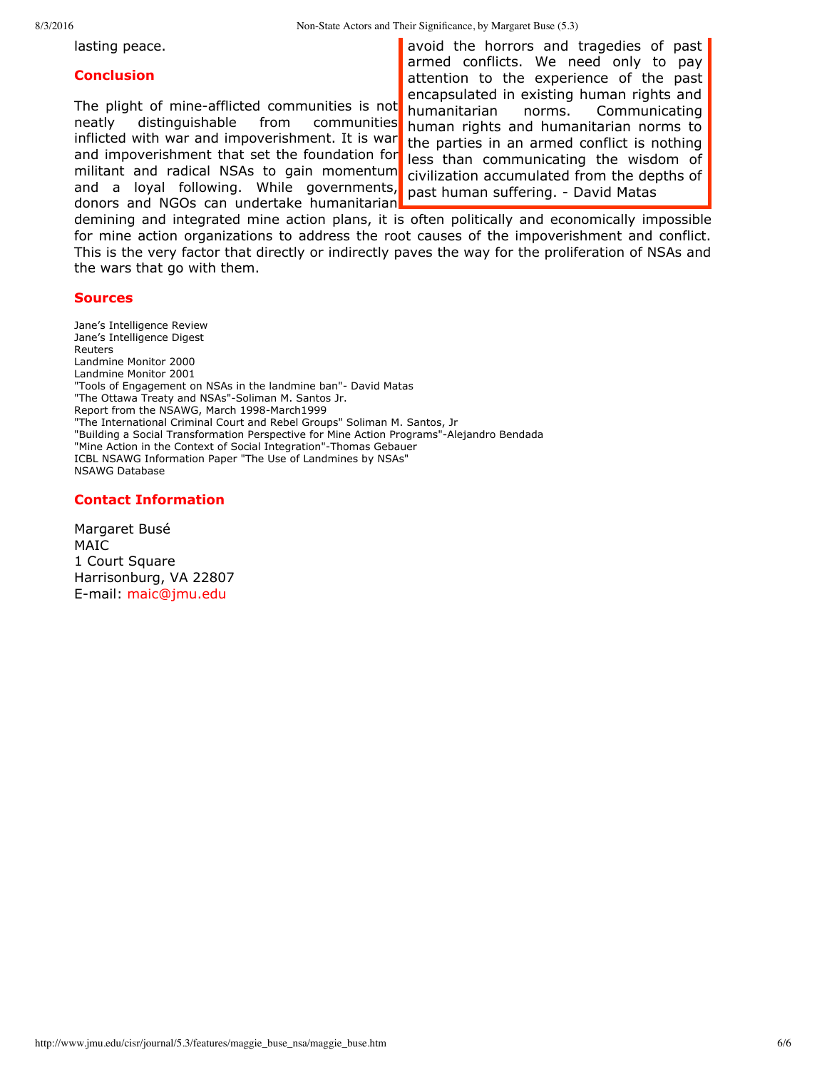lasting peace.

## Conclusion

The plight of mine-afflicted communities is not neatly distinguishable from communities inflicted with war and impoverishment. It is war and impoverishment that set the foundation for militant and radical NSAs to gain momentum and a loyal following. While governments, donors and NGOs can undertake humanitarian demining and integrated mine action plans, it is often politically and economically impossible for mine action organizations to address the root causes of the impoverishment and conflict. This is the very factor that directly or indirectly paves the way for the proliferation of NSAs and the wars that go with them.

> avoid the horrors and tragedies of past armed conflicts. We need only to pay attention to the experience of the past encapsulated in existing human rights and humanitarian norms. Communicating human rights and humanitarian norms to the parties in an armed conflict is nothing less than communicating the wisdom of civilization accumulated from the depths of past human suffering. - David Matas

## Sources

Jane's Intelligence Review
Jane's Intelligence Digest
Reuters
Landmine Monitor 2000
Landmine Monitor 2001
"Tools of Engagement on NSAs in the landmine ban"- David Matas
"The Ottawa Treaty and NSAs"-Soliman M. Santos Jr.
Report from the NSAWG, March 1998-March1999
"The International Criminal Court and Rebel Groups" Soliman M. Santos, Jr
"Building a Social Transformation Perspective for Mine Action Programs"-Alejandro Bendada
"Mine Action in the Context of Social Integration"-Thomas Gebauer
ICBL NSAWG Information Paper "The Use of Landmines by NSAs"
NSAWG Database

## Contact Information

Margaret Busé
MAIC
1 Court Square
Harrisonburg, VA 22807
E-mail: maic@jmu.edu